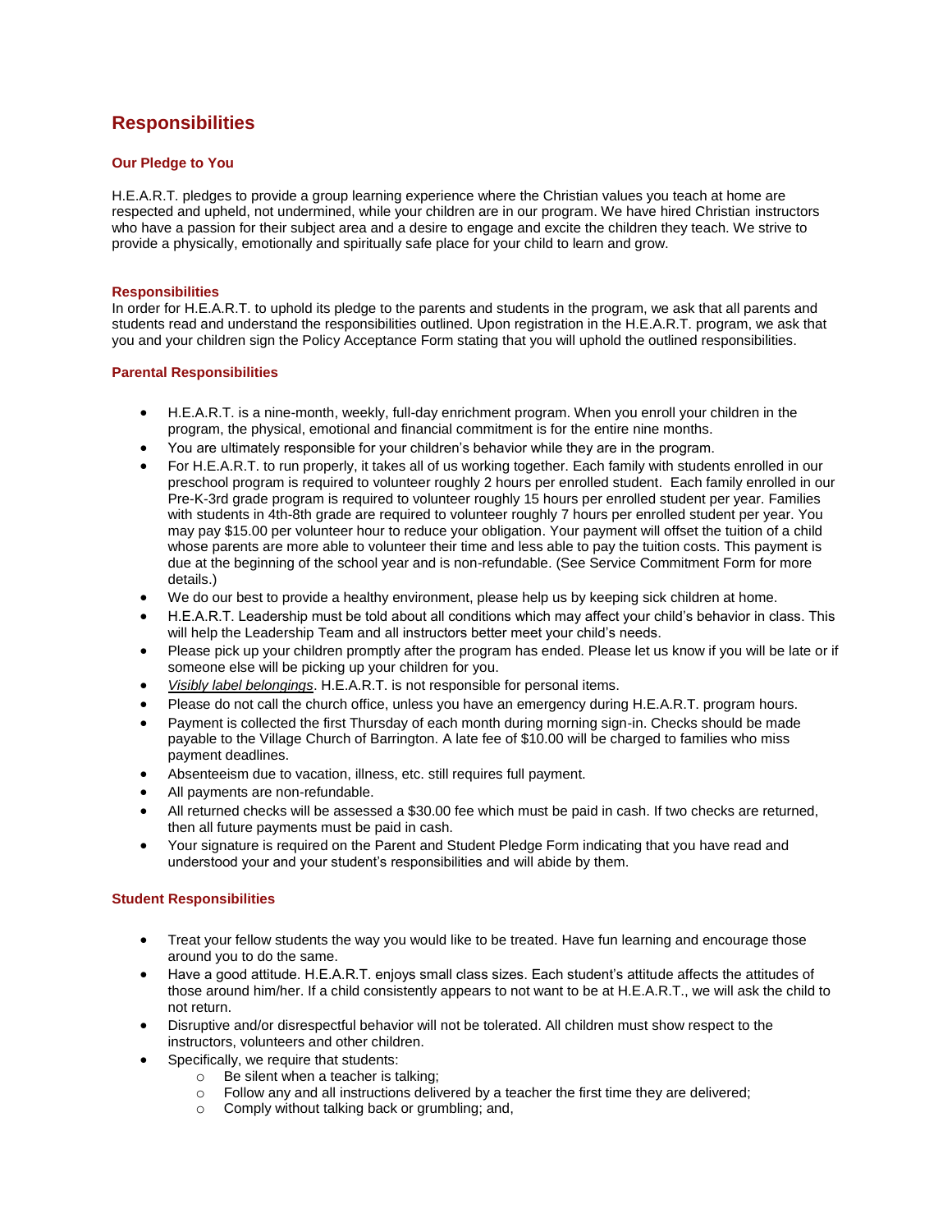# Responsibilities

### Our Pledge to You

H.E.A.R.T. pledges to provide a group learning experience where the Christian values you teach at home are respected and upheld, not undermined, while your children are in our program. We have hired Christian instructors who have a passion for their subject area and a desire to engage and excite the children they teach. We strive to provide a physically, emotionally and spiritually safe place for your child to learn and grow.

### Responsibilities

In order for H.E.A.R.T. to uphold its pledge to the parents and students in the program, we ask that all parents and students read and understand the responsibilities outlined. Upon registration in the H.E.A.R.T. program, we ask that you and your children sign the Policy Acceptance Form stating that you will uphold the outlined responsibilities.

### Parental Responsibilities

- H.E.A.R.T. is a nine-month, weekly, full-day enrichment program. When you enroll your children in the program, the physical, emotional and financial commitment is for the entire nine months.
- You are ultimately responsible for your children's behavior while they are in the program.
- For H.E.A.R.T. to run properly, it takes all of us working together. Each family with students enrolled in our preschool program is required to volunteer roughly 2 hours per enrolled student. Each family enrolled in our Pre-K-3rd grade program is required to volunteer roughly 15 hours per enrolled student per year. Families with students in 4th-8th grade are required to volunteer roughly 7 hours per enrolled student per year. You may pay $15.00 per volunteer hour to reduce your obligation. Your payment will offset the tuition of a child whose parents are more able to volunteer their time and less able to pay the tuition costs. This payment is due at the beginning of the school year and is non-refundable. (See Service Commitment Form for more details.)
- We do our best to provide a healthy environment, please help us by keeping sick children at home.
- H.E.A.R.T. Leadership must be told about all conditions which may affect your child's behavior in class. This will help the Leadership Team and all instructors better meet your child's needs.
- Please pick up your children promptly after the program has ended. Please let us know if you will be late or if someone else will be picking up your children for you.
- *Visibly label belongings*. H.E.A.R.T. is not responsible for personal items.
- Please do not call the church office, unless you have an emergency during H.E.A.R.T. program hours.
- Payment is collected the first Thursday of each month during morning sign-in. Checks should be made payable to the Village Church of Barrington. A late fee of $10.00 will be charged to families who miss payment deadlines.
- Absenteeism due to vacation, illness, etc. still requires full payment.
- All payments are non-refundable.
- All returned checks will be assessed a $30.00 fee which must be paid in cash. If two checks are returned, then all future payments must be paid in cash.
- Your signature is required on the Parent and Student Pledge Form indicating that you have read and understood your and your student's responsibilities and will abide by them.

### Student Responsibilities

- Treat your fellow students the way you would like to be treated. Have fun learning and encourage those around you to do the same.
- Have a good attitude. H.E.A.R.T. enjoys small class sizes. Each student's attitude affects the attitudes of those around him/her. If a child consistently appears to not want to be at H.E.A.R.T., we will ask the child to not return.
- Disruptive and/or disrespectful behavior will not be tolerated. All children must show respect to the instructors, volunteers and other children.
- Specifically, we require that students:
  - Be silent when a teacher is talking;
  - Follow any and all instructions delivered by a teacher the first time they are delivered;
  - Comply without talking back or grumbling; and,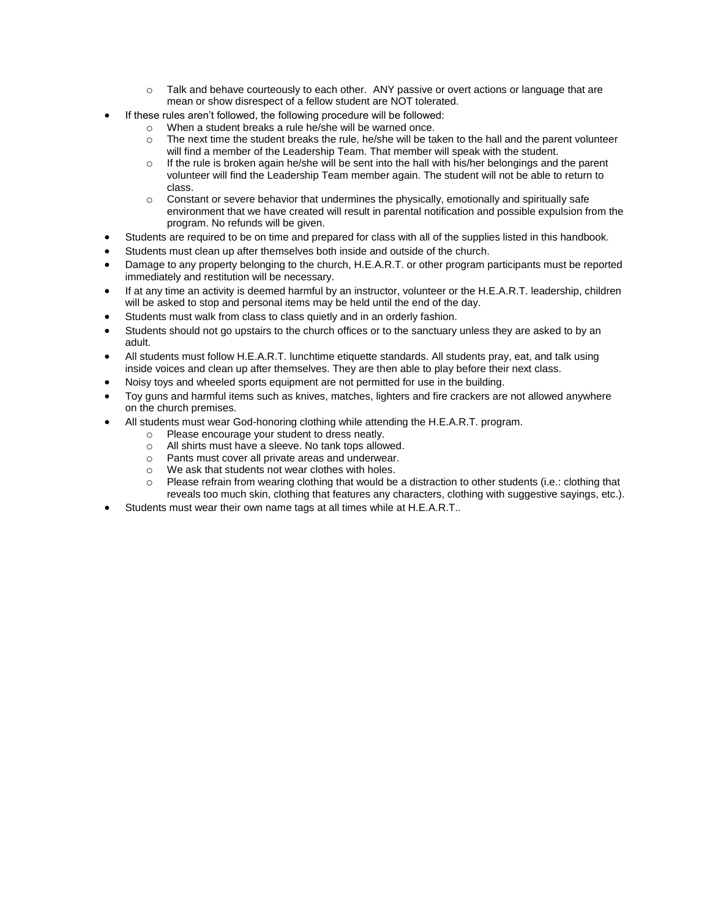- Talk and behave courteously to each other. ANY passive or overt actions or language that are mean or show disrespect of a fellow student are NOT tolerated.
- If these rules aren't followed, the following procedure will be followed:
  - When a student breaks a rule he/she will be warned once.
  - The next time the student breaks the rule, he/she will be taken to the hall and the parent volunteer will find a member of the Leadership Team. That member will speak with the student.
  - If the rule is broken again he/she will be sent into the hall with his/her belongings and the parent volunteer will find the Leadership Team member again. The student will not be able to return to class.
  - Constant or severe behavior that undermines the physically, emotionally and spiritually safe environment that we have created will result in parental notification and possible expulsion from the program. No refunds will be given.
- Students are required to be on time and prepared for class with all of the supplies listed in this handbook.
- Students must clean up after themselves both inside and outside of the church.
- Damage to any property belonging to the church, H.E.A.R.T. or other program participants must be reported immediately and restitution will be necessary.
- If at any time an activity is deemed harmful by an instructor, volunteer or the H.E.A.R.T. leadership, children will be asked to stop and personal items may be held until the end of the day.
- Students must walk from class to class quietly and in an orderly fashion.
- Students should not go upstairs to the church offices or to the sanctuary unless they are asked to by an adult.
- All students must follow H.E.A.R.T. lunchtime etiquette standards. All students pray, eat, and talk using inside voices and clean up after themselves. They are then able to play before their next class.
- Noisy toys and wheeled sports equipment are not permitted for use in the building.
- Toy guns and harmful items such as knives, matches, lighters and fire crackers are not allowed anywhere on the church premises.
- All students must wear God-honoring clothing while attending the H.E.A.R.T. program.
  - Please encourage your student to dress neatly.
  - All shirts must have a sleeve. No tank tops allowed.
  - Pants must cover all private areas and underwear.
  - We ask that students not wear clothes with holes.
  - Please refrain from wearing clothing that would be a distraction to other students (i.e.: clothing that reveals too much skin, clothing that features any characters, clothing with suggestive sayings, etc.).
- Students must wear their own name tags at all times while at H.E.A.R.T..